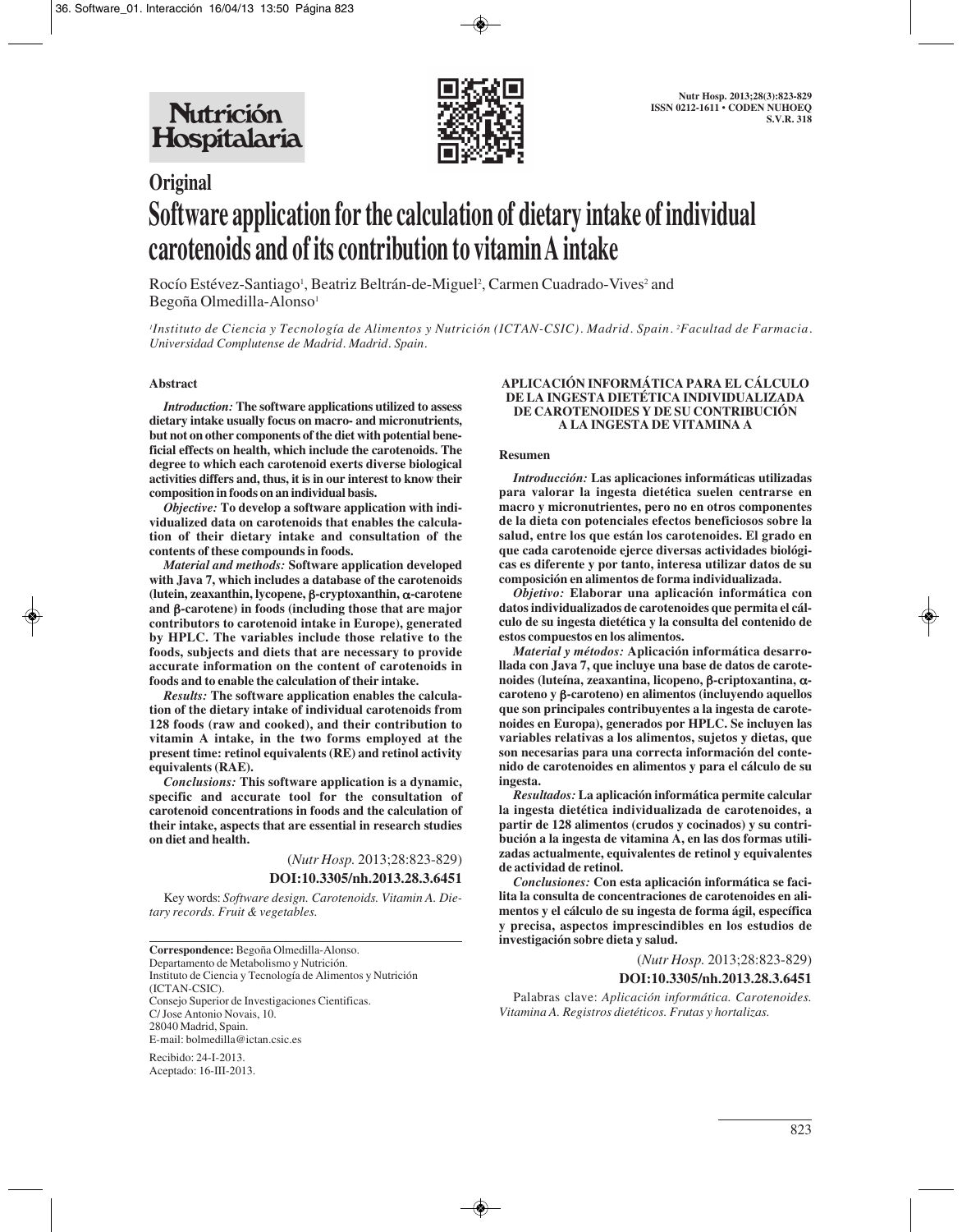# Original

# Software application for the calculation of dietary intake of individual carotenoids and of its contribution to vitamin A intake

Rocío Estévez-Santiago[1], Beatriz Beltrán-de-Miguel[2], Carmen Cuadrado-Vives[2] and Begoña Olmedilla-Alonso[1]

*[1]Instituto de Ciencia y Tecnología de Alimentos y Nutrición (ICTAN-CSIC). Madrid. Spain. [2]Facultad de Farmacia. Universidad Complutense de Madrid. Madrid. Spain.*

## Abstract

*Introduction:* **The software applications utilized to assess dietary intake usually focus on macro- and micronutrients, but not on other components of the diet with potential beneficial effects on health, which include the carotenoids. The degree to which each carotenoid exerts diverse biological activities differs and, thus, it is in our interest to know their composition in foods on an individual basis.**

*Objective:* **To develop a software application with individualized data on carotenoids that enables the calculation of their dietary intake and consultation of the contents of these compounds in foods.**

*Material and methods:* **Software application developed with Java 7, which includes a database of the carotenoids (lutein, zeaxanthin, lycopene, β-cryptoxanthin, α-carotene and β-carotene) in foods (including those that are major contributors to carotenoid intake in Europe), generated by HPLC. The variables include those relative to the foods, subjects and diets that are necessary to provide accurate information on the content of carotenoids in foods and to enable the calculation of their intake.**

*Results:* **The software application enables the calculation of the dietary intake of individual carotenoids from 128 foods (raw and cooked), and their contribution to vitamin A intake, in the two forms employed at the present time: retinol equivalents (RE) and retinol activity equivalents (RAE).**

*Conclusions:* **This software application is a dynamic, specific and accurate tool for the consultation of carotenoid concentrations in foods and the calculation of their intake, aspects that are essential in research studies on diet and health.**

(*Nutr Hosp.* 2013;28:823-829)

**DOI:10.3305/nh.2013.28.3.6451**

Key words: *Software design. Carotenoids. Vitamin A. Dietary records. Fruit & vegetables.*

**Correspondence:** Begoña Olmedilla-Alonso.
Departamento de Metabolismo y Nutrición.
Instituto de Ciencia y Tecnología de Alimentos y Nutrición (ICTAN-CSIC).
Consejo Superior de Investigaciones Cientificas.
C/ Jose Antonio Novais, 10.
28040 Madrid, Spain.
E-mail: bolmedilla@ictan.csic.es

Recibido: 24-I-2013.
Aceptado: 16-III-2013.

## APLICACIÓN INFORMÁTICA PARA EL CÁLCULO DE LA INGESTA DIETÉTICA INDIVIDUALIZADA DE CAROTENOIDES Y DE SU CONTRIBUCIÓN A LA INGESTA DE VITAMINA A

## Resumen

*Introducción:* **Las aplicaciones informáticas utilizadas para valorar la ingesta dietética suelen centrarse en macro y micronutrientes, pero no en otros componentes de la dieta con potenciales efectos beneficiosos sobre la salud, entre los que están los carotenoides. El grado en que cada carotenoide ejerce diversas actividades biológicas es diferente y por tanto, interesa utilizar datos de su composición en alimentos de forma individualizada.**

*Objetivo:* **Elaborar una aplicación informática con datos individualizados de carotenoides que permita el cálculo de su ingesta dietética y la consulta del contenido de estos compuestos en los alimentos.**

*Material y métodos:* **Aplicación informática desarrollada con Java 7, que incluye una base de datos de carotenoides (luteína, zeaxantina, licopeno, β-criptoxantina, α-caroteno y β-caroteno) en alimentos (incluyendo aquellos que son principales contribuyentes a la ingesta de carotenoides en Europa), generados por HPLC. Se incluyen las variables relativas a los alimentos, sujetos y dietas, que son necesarias para una correcta información del contenido de carotenoides en alimentos y para el cálculo de su ingesta.**

*Resultados:* **La aplicación informática permite calcular la ingesta dietética individualizada de carotenoides, a partir de 128 alimentos (crudos y cocinados) y su contribución a la ingesta de vitamina A, en las dos formas utilizadas actualmente, equivalentes de retinol y equivalentes de actividad de retinol.**

*Conclusiones:* **Con esta aplicación informática se facilita la consulta de concentraciones de carotenoides en alimentos y el cálculo de su ingesta de forma ágil, específica y precisa, aspectos imprescindibles en los estudios de investigación sobre dieta y salud.**

(*Nutr Hosp.* 2013;28:823-829)

**DOI:10.3305/nh.2013.28.3.6451**

Palabras clave: *Aplicación informática. Carotenoides. Vitamina A. Registros dietéticos. Frutas y hortalizas.*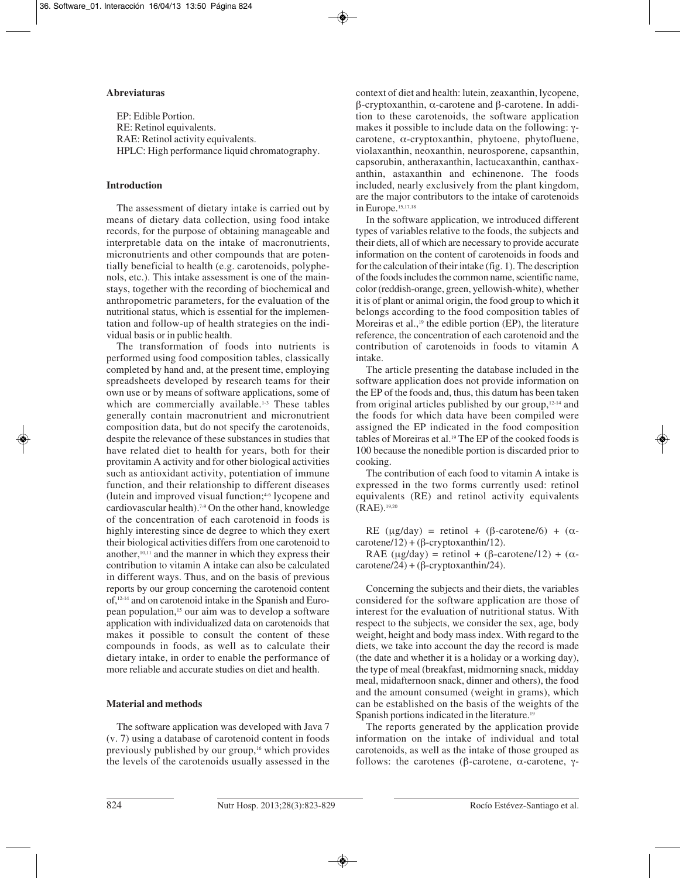**Abreviaturas**

EP: Edible Portion.
RE: Retinol equivalents.
RAE: Retinol activity equivalents.
HPLC: High performance liquid chromatography.

## Introduction

The assessment of dietary intake is carried out by means of dietary data collection, using food intake records, for the purpose of obtaining manageable and interpretable data on the intake of macronutrients, micronutrients and other compounds that are potentially beneficial to health (e.g. carotenoids, polyphenols, etc.). This intake assessment is one of the mainstays, together with the recording of biochemical and anthropometric parameters, for the evaluation of the nutritional status, which is essential for the implementation and follow-up of health strategies on the individual basis or in public health.

The transformation of foods into nutrients is performed using food composition tables, classically completed by hand and, at the present time, employing spreadsheets developed by research teams for their own use or by means of software applications, some of which are commercially available.[1-3] These tables generally contain macronutrient and micronutrient composition data, but do not specify the carotenoids, despite the relevance of these substances in studies that have related diet to health for years, both for their provitamin A activity and for other biological activities such as antioxidant activity, potentiation of immune function, and their relationship to different diseases (lutein and improved visual function;[4-6] lycopene and cardiovascular health).[7-9] On the other hand, knowledge of the concentration of each carotenoid in foods is highly interesting since de degree to which they exert their biological activities differs from one carotenoid to another,[10,11] and the manner in which they express their contribution to vitamin A intake can also be calculated in different ways. Thus, and on the basis of previous reports by our group concerning the carotenoid content of,[12-14] and on carotenoid intake in the Spanish and European population,[15] our aim was to develop a software application with individualized data on carotenoids that makes it possible to consult the content of these compounds in foods, as well as to calculate their dietary intake, in order to enable the performance of more reliable and accurate studies on diet and health.

## Material and methods

The software application was developed with Java 7 (v. 7) using a database of carotenoid content in foods previously published by our group,[16] which provides the levels of the carotenoids usually assessed in the context of diet and health: lutein, zeaxanthin, lycopene, β-cryptoxanthin, α-carotene and β-carotene. In addition to these carotenoids, the software application makes it possible to include data on the following: γ-carotene, α-cryptoxanthin, phytoene, phytofluene, violaxanthin, neoxanthin, neurosporene, capsanthin, capsorubin, antheraxanthin, lactucaxanthin, canthaxanthin, astaxanthin and echinenone. The foods included, nearly exclusively from the plant kingdom, are the major contributors to the intake of carotenoids in Europe.[15,17,18]

In the software application, we introduced different types of variables relative to the foods, the subjects and their diets, all of which are necessary to provide accurate information on the content of carotenoids in foods and for the calculation of their intake (fig. 1). The description of the foods includes the common name, scientific name, color (reddish-orange, green, yellowish-white), whether it is of plant or animal origin, the food group to which it belongs according to the food composition tables of Moreiras et al.,[19] the edible portion (EP), the literature reference, the concentration of each carotenoid and the contribution of carotenoids in foods to vitamin A intake.

The article presenting the database included in the software application does not provide information on the EP of the foods and, thus, this datum has been taken from original articles published by our group,[12-14] and the foods for which data have been compiled were assigned the EP indicated in the food composition tables of Moreiras et al.[19] The EP of the cooked foods is 100 because the nonedible portion is discarded prior to cooking.

The contribution of each food to vitamin A intake is expressed in the two forms currently used: retinol equivalents (RE) and retinol activity equivalents (RAE).[19,20]

$$\text{RE } (\mu g/day) = \text{retinol} + (\beta\text{-carotene}/6) + (\alpha\text{-carotene}/12) + (\beta\text{-cryptoxanthin}/12).$$

$$\text{RAE } (\mu g/day) = \text{retinol} + (\beta\text{-carotene}/12) + (\alpha\text{-carotene}/24) + (\beta\text{-cryptoxanthin}/24).$$

Concerning the subjects and their diets, the variables considered for the software application are those of interest for the evaluation of nutritional status. With respect to the subjects, we consider the sex, age, body weight, height and body mass index. With regard to the diets, we take into account the day the record is made (the date and whether it is a holiday or a working day), the type of meal (breakfast, midmorning snack, midday meal, midafternoon snack, dinner and others), the food and the amount consumed (weight in grams), which can be established on the basis of the weights of the Spanish portions indicated in the literature.[19]

The reports generated by the application provide information on the intake of individual and total carotenoids, as well as the intake of those grouped as follows: the carotenes (β-carotene, α-carotene, γ-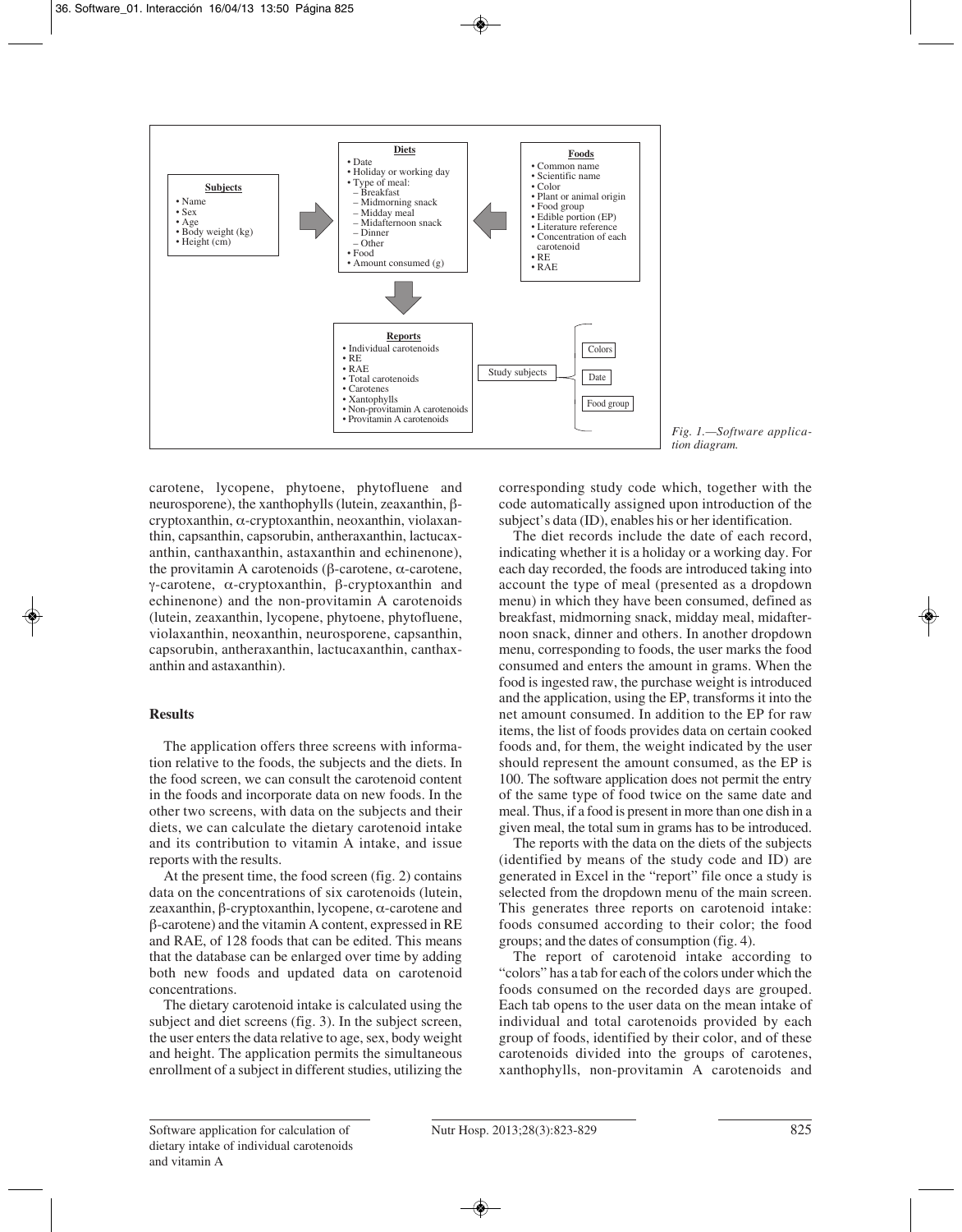**Diets**
- Date
- Holiday or working day
- Type of meal:
  - Breakfast
  - Midmorning snack
  - Midday meal
  - Midafternoon snack
  - Dinner
  - Other
- Food
- Amount consumed (g)

**Subjects**
- Name
- Sex
- Age
- Body weight (kg)
- Height (cm)

**Foods**
- Common name
- Scientific name
- Color
- Plant or animal origin
- Food group
- Edible portion (EP)
- Literature reference
- Concentration of each carotenoid
- RE
- RAE

**Reports**
- Individual carotenoids
- RE
- RAE
- Total carotenoids
- Carotenes
- Xantophylls
- Non-provitamin A carotenoids
- Provitamin A carotenoids

Study subjects — Colors / Date / Food group

*Fig. 1.—Software application diagram.*

carotene, lycopene, phytoene, phytofluene and neurosporene), the xanthophylls (lutein, zeaxanthin, β-cryptoxanthin, α-cryptoxanthin, neoxanthin, violaxanthin, capsanthin, capsorubin, antheraxanthin, lactucaxanthin, canthaxanthin, astaxanthin and echinenone), the provitamin A carotenoids (β-carotene, α-carotene, γ-carotene, α-cryptoxanthin, β-cryptoxanthin and echinenone) and the non-provitamin A carotenoids (lutein, zeaxanthin, lycopene, phytoene, phytofluene, violaxanthin, neoxanthin, neurosporene, capsanthin, capsorubin, antheraxanthin, lactucaxanthin, canthaxanthin and astaxanthin).

## Results

The application offers three screens with information relative to the foods, the subjects and the diets. In the food screen, we can consult the carotenoid content in the foods and incorporate data on new foods. In the other two screens, with data on the subjects and their diets, we can calculate the dietary carotenoid intake and its contribution to vitamin A intake, and issue reports with the results.

At the present time, the food screen (fig. 2) contains data on the concentrations of six carotenoids (lutein, zeaxanthin, β-cryptoxanthin, lycopene, α-carotene and β-carotene) and the vitamin A content, expressed in RE and RAE, of 128 foods that can be edited. This means that the database can be enlarged over time by adding both new foods and updated data on carotenoid concentrations.

The dietary carotenoid intake is calculated using the subject and diet screens (fig. 3). In the subject screen, the user enters the data relative to age, sex, body weight and height. The application permits the simultaneous enrollment of a subject in different studies, utilizing the corresponding study code which, together with the code automatically assigned upon introduction of the subject's data (ID), enables his or her identification.

The diet records include the date of each record, indicating whether it is a holiday or a working day. For each day recorded, the foods are introduced taking into account the type of meal (presented as a dropdown menu) in which they have been consumed, defined as breakfast, midmorning snack, midday meal, midafternoon snack, dinner and others. In another dropdown menu, corresponding to foods, the user marks the food consumed and enters the amount in grams. When the food is ingested raw, the purchase weight is introduced and the application, using the EP, transforms it into the net amount consumed. In addition to the EP for raw items, the list of foods provides data on certain cooked foods and, for them, the weight indicated by the user should represent the amount consumed, as the EP is 100. The software application does not permit the entry of the same type of food twice on the same date and meal. Thus, if a food is present in more than one dish in a given meal, the total sum in grams has to be introduced.

The reports with the data on the diets of the subjects (identified by means of the study code and ID) are generated in Excel in the "report" file once a study is selected from the dropdown menu of the main screen. This generates three reports on carotenoid intake: foods consumed according to their color; the food groups; and the dates of consumption (fig. 4).

The report of carotenoid intake according to "colors" has a tab for each of the colors under which the foods consumed on the recorded days are grouped. Each tab opens to the user data on the mean intake of individual and total carotenoids provided by each group of foods, identified by their color, and of these carotenoids divided into the groups of carotenes, xanthophylls, non-provitamin A carotenoids and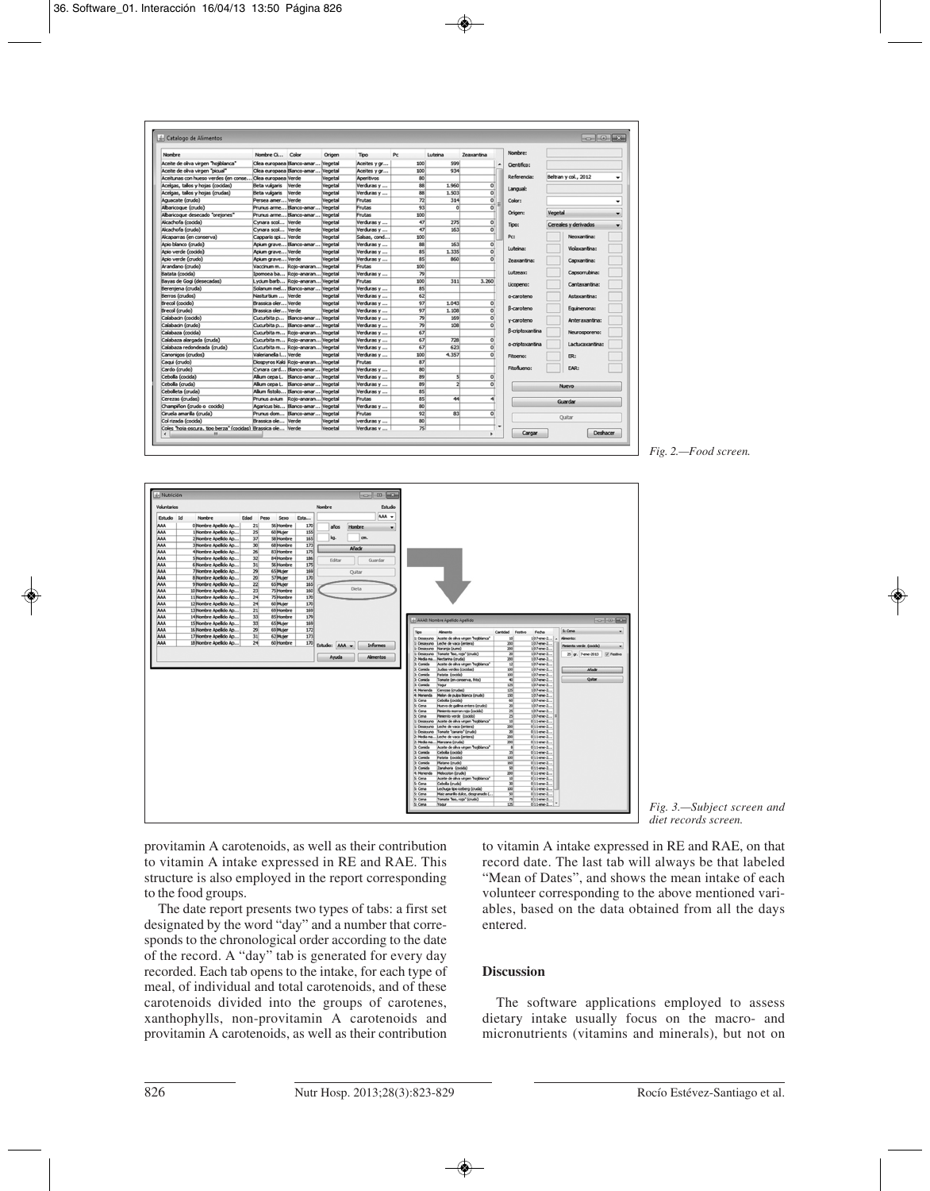Fig. 2.—Food screen.

Fig. 3.—Subject screen and diet records screen.

provitamin A carotenoids, as well as their contribution to vitamin A intake expressed in RE and RAE. This structure is also employed in the report corresponding to the food groups.

The date report presents two types of tabs: a first set designated by the word "day" and a number that corresponds to the chronological order according to the date of the record. A "day" tab is generated for every day recorded. Each tab opens to the intake, for each type of meal, of individual and total carotenoids, and of these carotenoids divided into the groups of carotenes, xanthophylls, non-provitamin A carotenoids and provitamin A carotenoids, as well as their contribution to vitamin A intake expressed in RE and RAE, on that record date. The last tab will always be that labeled "Mean of Dates", and shows the mean intake of each volunteer corresponding to the above mentioned variables, based on the data obtained from all the days entered.

## Discussion

The software applications employed to assess dietary intake usually focus on the macro- and micronutrients (vitamins and minerals), but not on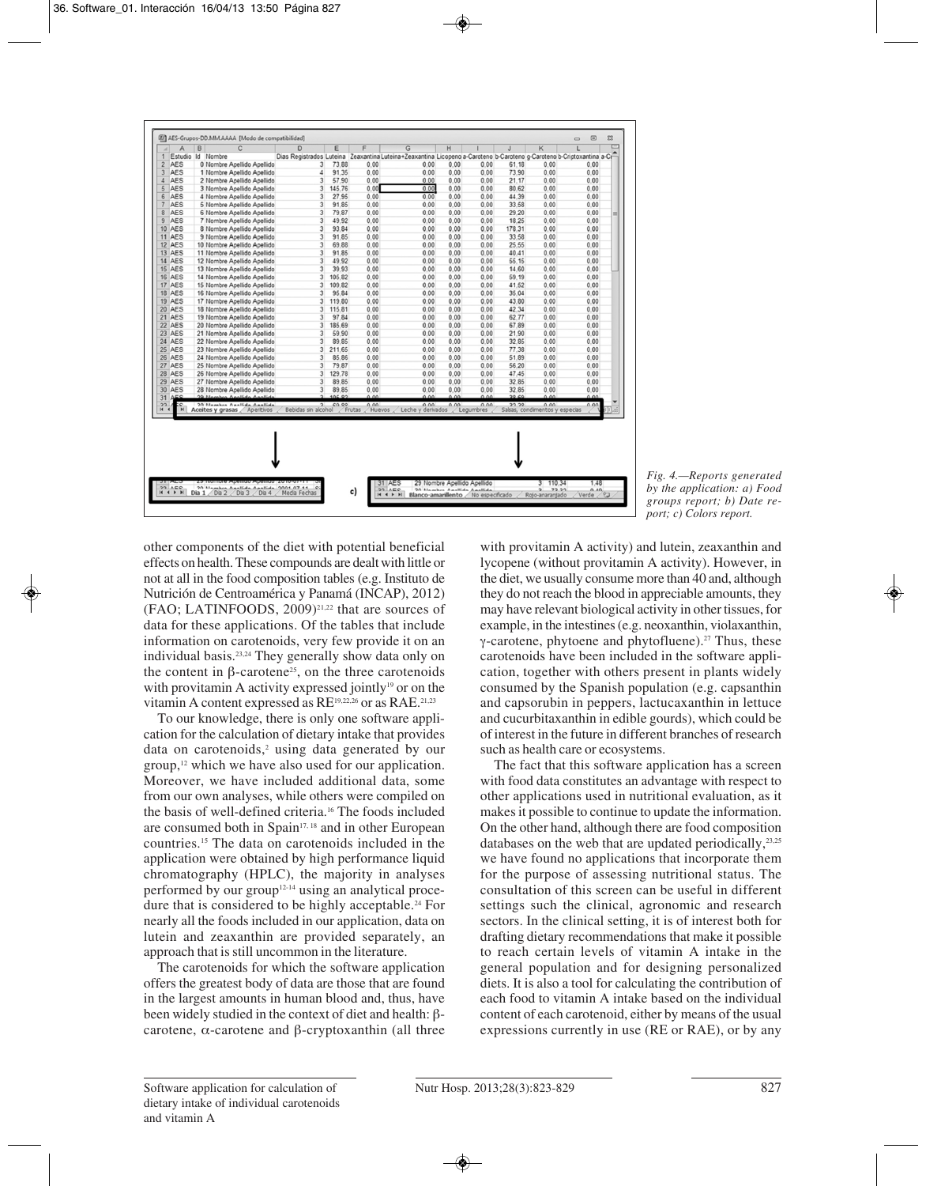*Fig. 4.—Reports generated by the application: a) Food groups report; b) Date report; c) Colors report.*

other components of the diet with potential beneficial effects on health. These compounds are dealt with little or not at all in the food composition tables (e.g. Instituto de Nutrición de Centroamérica y Panamá (INCAP), 2012) (FAO; LATINFOODS, 2009)[21,22] that are sources of data for these applications. Of the tables that include information on carotenoids, very few provide it on an individual basis.[23,24] They generally show data only on the content in β-carotene[25], on the three carotenoids with provitamin A activity expressed jointly[19] or on the vitamin A content expressed as RE[19,22,26] or as RAE.[21,23]

To our knowledge, there is only one software application for the calculation of dietary intake that provides data on carotenoids,[2] using data generated by our group,[12] which we have also used for our application. Moreover, we have included additional data, some from our own analyses, while others were compiled on the basis of well-defined criteria.[16] The foods included are consumed both in Spain[17, 18] and in other European countries.[15] The data on carotenoids included in the application were obtained by high performance liquid chromatography (HPLC), the majority in analyses performed by our group[12-14] using an analytical procedure that is considered to be highly acceptable.[24] For nearly all the foods included in our application, data on lutein and zeaxanthin are provided separately, an approach that is still uncommon in the literature.

The carotenoids for which the software application offers the greatest body of data are those that are found in the largest amounts in human blood and, thus, have been widely studied in the context of diet and health: β-carotene, α-carotene and β-cryptoxanthin (all three with provitamin A activity) and lutein, zeaxanthin and lycopene (without provitamin A activity). However, in the diet, we usually consume more than 40 and, although they do not reach the blood in appreciable amounts, they may have relevant biological activity in other tissues, for example, in the intestines (e.g. neoxanthin, violaxanthin, γ-carotene, phytoene and phytofluene).[27] Thus, these carotenoids have been included in the software application, together with others present in plants widely consumed by the Spanish population (e.g. capsanthin and capsorubin in peppers, lactucaxanthin in lettuce and cucurbitaxanthin in edible gourds), which could be of interest in the future in different branches of research such as health care or ecosystems.

The fact that this software application has a screen with food data constitutes an advantage with respect to other applications used in nutritional evaluation, as it makes it possible to continue to update the information. On the other hand, although there are food composition databases on the web that are updated periodically,[23,25] we have found no applications that incorporate them for the purpose of assessing nutritional status. The consultation of this screen can be useful in different settings such the clinical, agronomic and research sectors. In the clinical setting, it is of interest both for drafting dietary recommendations that make it possible to reach certain levels of vitamin A intake in the general population and for designing personalized diets. It is also a tool for calculating the contribution of each food to vitamin A intake based on the individual content of each carotenoid, either by means of the usual expressions currently in use (RE or RAE), or by any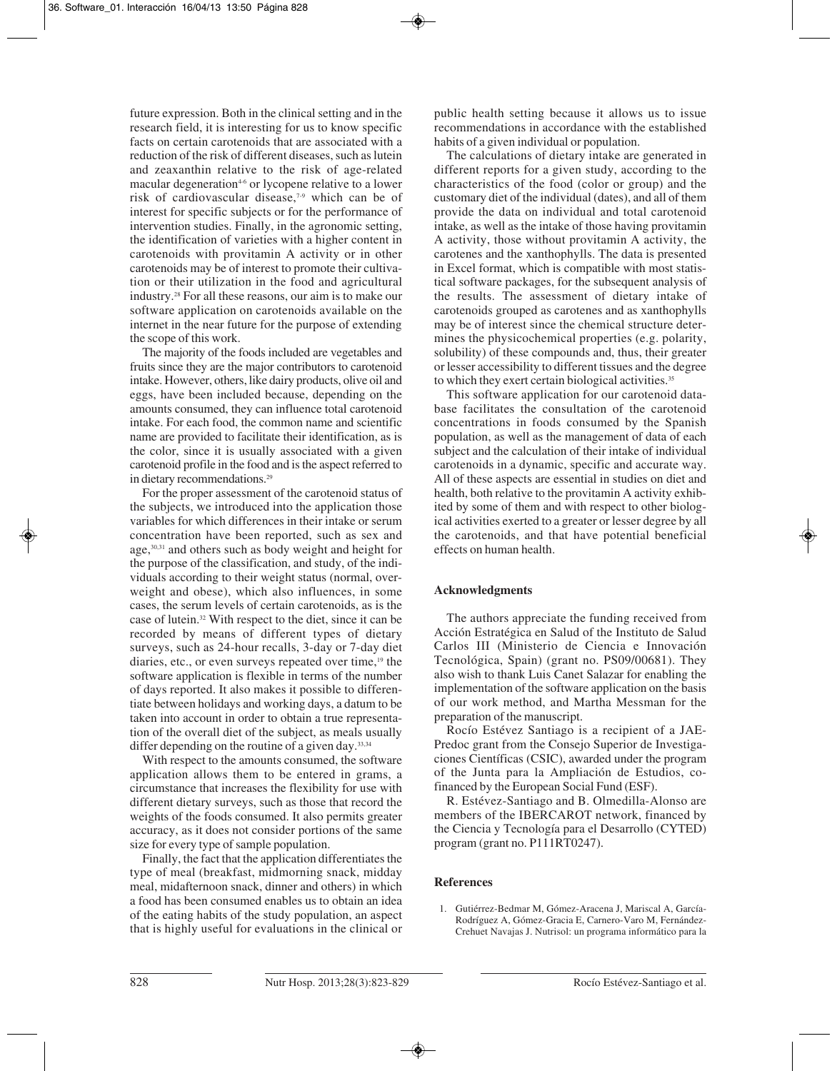future expression. Both in the clinical setting and in the research field, it is interesting for us to know specific facts on certain carotenoids that are associated with a reduction of the risk of different diseases, such as lutein and zeaxanthin relative to the risk of age-related macular degeneration[4-6] or lycopene relative to a lower risk of cardiovascular disease,[7-9] which can be of interest for specific subjects or for the performance of intervention studies. Finally, in the agronomic setting, the identification of varieties with a higher content in carotenoids with provitamin A activity or in other carotenoids may be of interest to promote their cultivation or their utilization in the food and agricultural industry.[28] For all these reasons, our aim is to make our software application on carotenoids available on the internet in the near future for the purpose of extending the scope of this work.

The majority of the foods included are vegetables and fruits since they are the major contributors to carotenoid intake. However, others, like dairy products, olive oil and eggs, have been included because, depending on the amounts consumed, they can influence total carotenoid intake. For each food, the common name and scientific name are provided to facilitate their identification, as is the color, since it is usually associated with a given carotenoid profile in the food and is the aspect referred to in dietary recommendations.[29]

For the proper assessment of the carotenoid status of the subjects, we introduced into the application those variables for which differences in their intake or serum concentration have been reported, such as sex and age,[30,31] and others such as body weight and height for the purpose of the classification, and study, of the individuals according to their weight status (normal, overweight and obese), which also influences, in some cases, the serum levels of certain carotenoids, as is the case of lutein.[32] With respect to the diet, since it can be recorded by means of different types of dietary surveys, such as 24-hour recalls, 3-day or 7-day diet diaries, etc., or even surveys repeated over time,[19] the software application is flexible in terms of the number of days reported. It also makes it possible to differentiate between holidays and working days, a datum to be taken into account in order to obtain a true representation of the overall diet of the subject, as meals usually differ depending on the routine of a given day.[33,34]

With respect to the amounts consumed, the software application allows them to be entered in grams, a circumstance that increases the flexibility for use with different dietary surveys, such as those that record the weights of the foods consumed. It also permits greater accuracy, as it does not consider portions of the same size for every type of sample population.

Finally, the fact that the application differentiates the type of meal (breakfast, midmorning snack, midday meal, midafternoon snack, dinner and others) in which a food has been consumed enables us to obtain an idea of the eating habits of the study population, an aspect that is highly useful for evaluations in the clinical or public health setting because it allows us to issue recommendations in accordance with the established habits of a given individual or population.

The calculations of dietary intake are generated in different reports for a given study, according to the characteristics of the food (color or group) and the customary diet of the individual (dates), and all of them provide the data on individual and total carotenoid intake, as well as the intake of those having provitamin A activity, those without provitamin A activity, the carotenes and the xanthophylls. The data is presented in Excel format, which is compatible with most statistical software packages, for the subsequent analysis of the results. The assessment of dietary intake of carotenoids grouped as carotenes and as xanthophylls may be of interest since the chemical structure determines the physicochemical properties (e.g. polarity, solubility) of these compounds and, thus, their greater or lesser accessibility to different tissues and the degree to which they exert certain biological activities.[35]

This software application for our carotenoid database facilitates the consultation of the carotenoid concentrations in foods consumed by the Spanish population, as well as the management of data of each subject and the calculation of their intake of individual carotenoids in a dynamic, specific and accurate way. All of these aspects are essential in studies on diet and health, both relative to the provitamin A activity exhibited by some of them and with respect to other biological activities exerted to a greater or lesser degree by all the carotenoids, and that have potential beneficial effects on human health.

## Acknowledgments

The authors appreciate the funding received from Acción Estratégica en Salud of the Instituto de Salud Carlos III (Ministerio de Ciencia e Innovación Tecnológica, Spain) (grant no. PS09/00681). They also wish to thank Luis Canet Salazar for enabling the implementation of the software application on the basis of our work method, and Martha Messman for the preparation of the manuscript.

Rocío Estévez Santiago is a recipient of a JAE-Predoc grant from the Consejo Superior de Investigaciones Científicas (CSIC), awarded under the program of the Junta para la Ampliación de Estudios, co-financed by the European Social Fund (ESF).

R. Estévez-Santiago and B. Olmedilla-Alonso are members of the IBERCAROT network, financed by the Ciencia y Tecnología para el Desarrollo (CYTED) program (grant no. P111RT0247).

## References

1. Gutiérrez-Bedmar M, Gómez-Aracena J, Mariscal A, García-Rodríguez A, Gómez-Gracia E, Carnero-Varo M, Fernández-Crehuet Navajas J. Nutrisol: un programa informático para la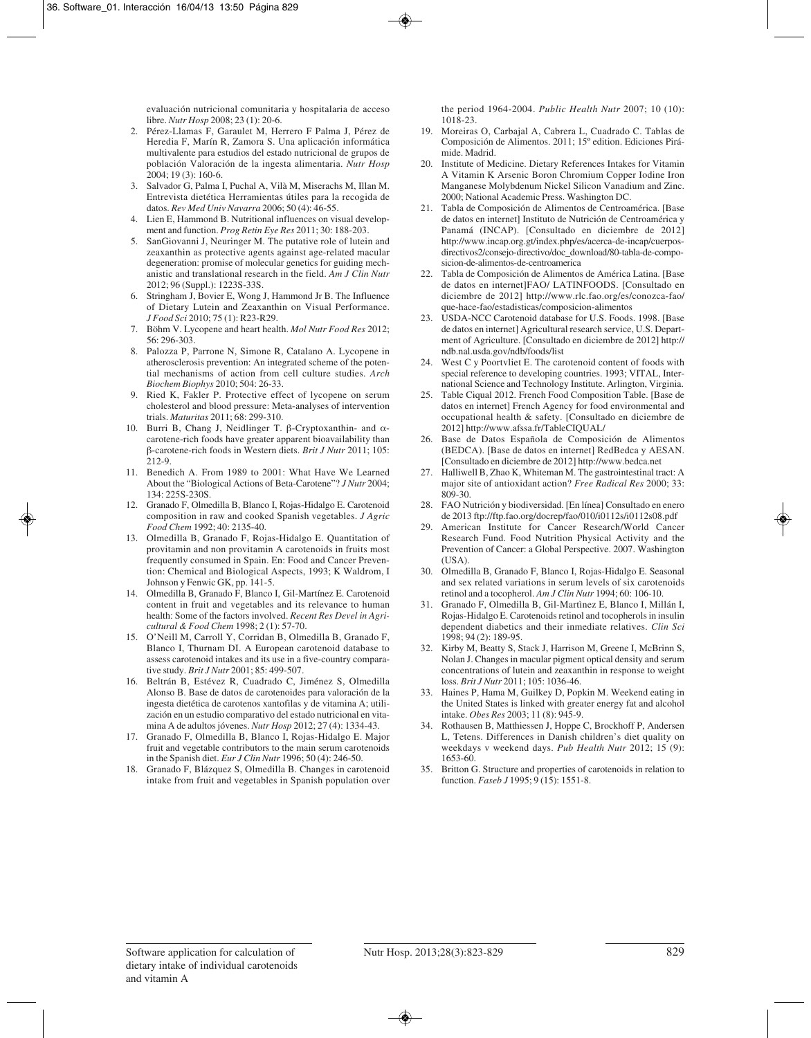evaluación nutricional comunitaria y hospitalaria de acceso libre. *Nutr Hosp* 2008; 23 (1): 20-6.

2. Pérez-Llamas F, Garaulet M, Herrero F Palma J, Pérez de Heredia F, Marín R, Zamora S. Una aplicación informática multivalente para estudios del estado nutricional de grupos de población Valoración de la ingesta alimentaria. *Nutr Hosp* 2004; 19 (3): 160-6.
3. Salvador G, Palma I, Puchal A, Vilà M, Miserachs M, Illan M. Entrevista dietética Herramientas útiles para la recogida de datos. *Rev Med Univ Navarra* 2006; 50 (4): 46-55.
4. Lien E, Hammond B. Nutritional influences on visual development and function. *Prog Retin Eye Res* 2011; 30: 188-203.
5. SanGiovanni J, Neuringer M. The putative role of lutein and zeaxanthin as protective agents against age-related macular degeneration: promise of molecular genetics for guiding mechanistic and translational research in the field. *Am J Clin Nutr* 2012; 96 (Suppl.): 1223S-33S.
6. Stringham J, Bovier E, Wong J, Hammond Jr B. The Influence of Dietary Lutein and Zeaxanthin on Visual Performance. *J Food Sci* 2010; 75 (1): R23-R29.
7. Böhm V. Lycopene and heart health. *Mol Nutr Food Res* 2012; 56: 296-303.
8. Palozza P, Parrone N, Simone R, Catalano A. Lycopene in atherosclerosis prevention: An integrated scheme of the potential mechanisms of action from cell culture studies. *Arch Biochem Biophys* 2010; 504: 26-33.
9. Ried K, Fakler P. Protective effect of lycopene on serum cholesterol and blood pressure: Meta-analyses of intervention trials. *Maturitas* 2011; 68: 299-310.
10. Burri B, Chang J, Neidlinger T. β-Cryptoxanthin- and α-carotene-rich foods have greater apparent bioavailability than β-carotene-rich foods in Western diets. *Brit J Nutr* 2011; 105: 212-9.
11. Benedich A. From 1989 to 2001: What Have We Learned About the "Biological Actions of Beta-Carotene"? *J Nutr* 2004; 134: 225S-230S.
12. Granado F, Olmedilla B, Blanco I, Rojas-Hidalgo E. Carotenoid composition in raw and cooked Spanish vegetables. *J Agric Food Chem* 1992; 40: 2135-40.
13. Olmedilla B, Granado F, Rojas-Hidalgo E. Quantitation of provitamin and non provitamin A carotenoids in fruits most frequently consumed in Spain. En: Food and Cancer Prevention: Chemical and Biological Aspects, 1993; K Waldrom, I Johnson y Fenwic GK, pp. 141-5.
14. Olmedilla B, Granado F, Blanco I, Gil-Martínez E. Carotenoid content in fruit and vegetables and its relevance to human health: Some of the factors involved. *Recent Res Devel in Agricultural & Food Chem* 1998; 2 (1): 57-70.
15. O'Neill M, Carroll Y, Corridan B, Olmedilla B, Granado F, Blanco I, Thurnam DI. A European carotenoid database to assess carotenoid intakes and its use in a five-country comparative study. *Brit J Nutr* 2001; 85: 499-507.
16. Beltrán B, Estévez R, Cuadrado C, Jiménez S, Olmedilla Alonso B. Base de datos de carotenoides para valoración de la ingesta dietética de carotenos xantofilas y de vitamina A; utilización en un estudio comparativo del estado nutricional en vitamina A de adultos jóvenes. *Nutr Hosp* 2012; 27 (4): 1334-43.
17. Granado F, Olmedilla B, Blanco I, Rojas-Hidalgo E. Major fruit and vegetable contributors to the main serum carotenoids in the Spanish diet. *Eur J Clin Nutr* 1996; 50 (4): 246-50.
18. Granado F, Blázquez S, Olmedilla B. Changes in carotenoid intake from fruit and vegetables in Spanish population over the period 1964-2004. *Public Health Nutr* 2007; 10 (10): 1018-23.
19. Moreiras O, Carbajal A, Cabrera L, Cuadrado C. Tablas de Composición de Alimentos. 2011; 15º edition. Ediciones Pirámide. Madrid.
20. Institute of Medicine. Dietary References Intakes for Vitamin A Vitamin K Arsenic Boron Chromium Copper Iodine Iron Manganese Molybdenum Nickel Silicon Vanadium and Zinc. 2000; National Academic Press. Washington DC.
21. Tabla de Composición de Alimentos de Centroamérica. [Base de datos en internet] Instituto de Nutrición de Centroamérica y Panamá (INCAP). [Consultado en diciembre de 2012] http://www.incap.org.gt/index.php/es/acerca-de-incap/cuerpos-directivos2/consejo-directivo/doc_download/80-tabla-de-composicion-de-alimentos-de-centroamerica
22. Tabla de Composición de Alimentos de América Latina. [Base de datos en internet]FAO/ LATINFOODS. [Consultado en diciembre de 2012] http://www.rlc.fao.org/es/conozca-fao/que-hace-fao/estadisticas/composicion-alimentos
23. USDA-NCC Carotenoid database for U.S. Foods. 1998. [Base de datos en internet] Agricultural research service, U.S. Department of Agriculture. [Consultado en diciembre de 2012] http://ndb.nal.usda.gov/ndb/foods/list
24. West C y Poortvliet E. The carotenoid content of foods with special reference to developing countries. 1993; VITAL, International Science and Technology Institute. Arlington, Virginia.
25. Table Ciqual 2012. French Food Composition Table. [Base de datos en internet] French Agency for food environmental and occupational health & safety. [Consultado en diciembre de 2012] http://www.afssa.fr/TableCIQUAL/
26. Base de Datos Española de Composición de Alimentos (BEDCA). [Base de datos en internet] RedBedca y AESAN. [Consultado en diciembre de 2012] http://www.bedca.net
27. Halliwell B, Zhao K, Whiteman M. The gastrointestinal tract: A major site of antioxidant action? *Free Radical Res* 2000; 33: 809-30.
28. FAO Nutrición y biodiversidad. [En línea] Consultado en enero de 2013 ftp://ftp.fao.org/docrep/fao/010/i0112s/i0112s08.pdf
29. American Institute for Cancer Research/World Cancer Research Fund. Food Nutrition Physical Activity and the Prevention of Cancer: a Global Perspective. 2007. Washington (USA).
30. Olmedilla B, Granado F, Blanco I, Rojas-Hidalgo E. Seasonal and sex related variations in serum levels of six carotenoids retinol and a tocopherol. *Am J Clin Nutr* 1994; 60: 106-10.
31. Granado F, Olmedilla B, Gil-Martìnez E, Blanco I, Millán I, Rojas-Hidalgo E. Carotenoids retinol and tocopherols in insulin dependent diabetics and their inmediate relatives. *Clin Sci* 1998; 94 (2): 189-95.
32. Kirby M, Beatty S, Stack J, Harrison M, Greene I, McBrinn S, Nolan J. Changes in macular pigment optical density and serum concentrations of lutein and zeaxanthin in response to weight loss. *Brit J Nutr* 2011; 105: 1036-46.
33. Haines P, Hama M, Guilkey D, Popkin M. Weekend eating in the United States is linked with greater energy fat and alcohol intake. *Obes Res* 2003; 11 (8): 945-9.
34. Rothausen B, Matthiessen J, Hoppe C, Brockhoff P, Andersen L, Tetens. Differences in Danish children's diet quality on weekdays v weekend days. *Pub Health Nutr* 2012; 15 (9): 1653-60.
35. Britton G. Structure and properties of carotenoids in relation to function. *Faseb J* 1995; 9 (15): 1551-8.